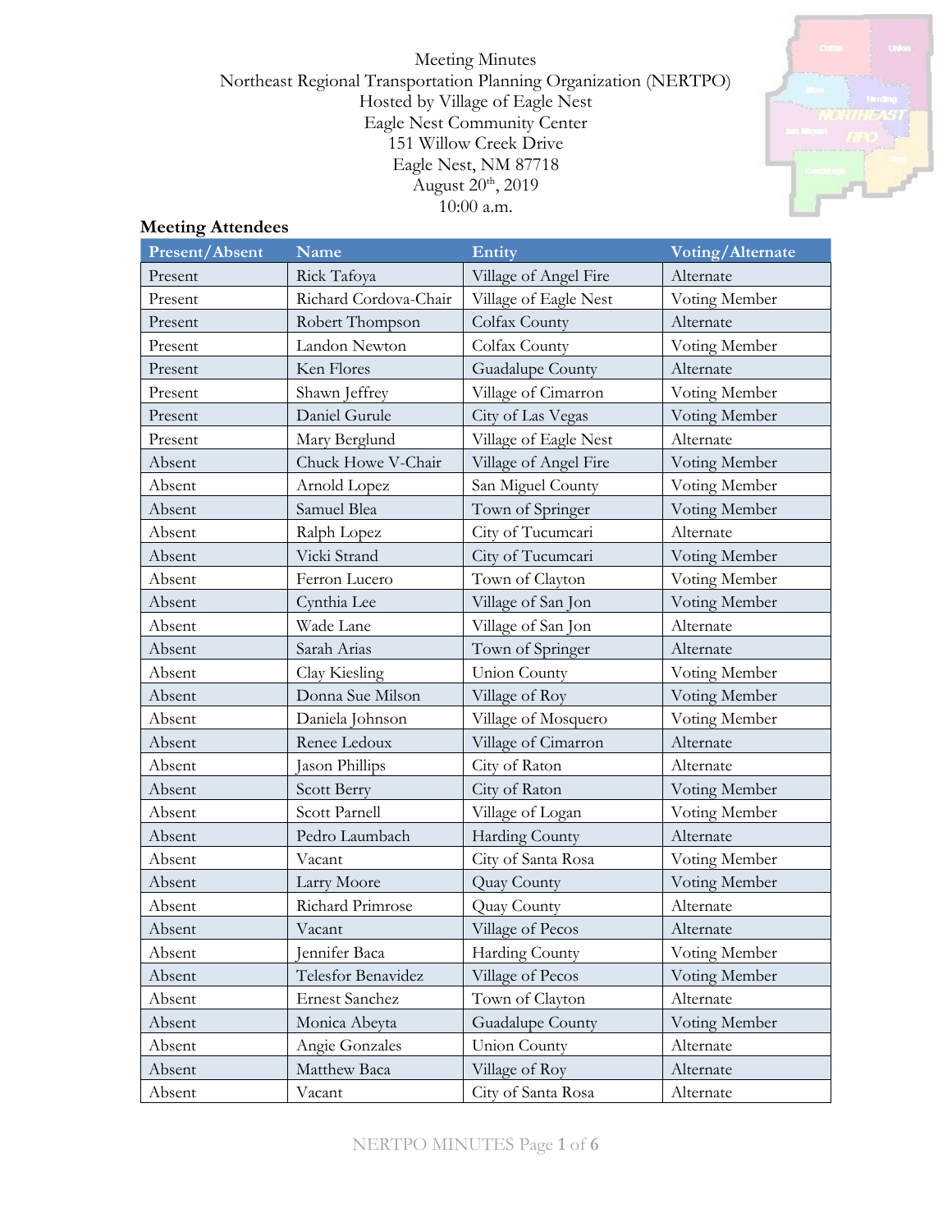Meeting Minutes
Northeast Regional Transportation Planning Organization (NERTPO)
Hosted by Village of Eagle Nest
Eagle Nest Community Center
151 Willow Creek Drive
Eagle Nest, NM 87718
August 20th, 2019
10:00 a.m.

## Meeting Attendees

| Present/Absent | Name | Entity | Voting/Alternate |
| --- | --- | --- | --- |
| Present | Rick Tafoya | Village of Angel Fire | Alternate |
| Present | Richard Cordova-Chair | Village of Eagle Nest | Voting Member |
| Present | Robert Thompson | Colfax County | Alternate |
| Present | Landon Newton | Colfax County | Voting Member |
| Present | Ken Flores | Guadalupe County | Alternate |
| Present | Shawn Jeffrey | Village of Cimarron | Voting Member |
| Present | Daniel Gurule | City of Las Vegas | Voting Member |
| Present | Mary Berglund | Village of Eagle Nest | Alternate |
| Absent | Chuck Howe V-Chair | Village of Angel Fire | Voting Member |
| Absent | Arnold Lopez | San Miguel County | Voting Member |
| Absent | Samuel Blea | Town of Springer | Voting Member |
| Absent | Ralph Lopez | City of Tucumcari | Alternate |
| Absent | Vicki Strand | City of Tucumcari | Voting Member |
| Absent | Ferron Lucero | Town of Clayton | Voting Member |
| Absent | Cynthia Lee | Village of San Jon | Voting Member |
| Absent | Wade Lane | Village of San Jon | Alternate |
| Absent | Sarah Arias | Town of Springer | Alternate |
| Absent | Clay Kiesling | Union County | Voting Member |
| Absent | Donna Sue Milson | Village of Roy | Voting Member |
| Absent | Daniela Johnson | Village of Mosquero | Voting Member |
| Absent | Renee Ledoux | Village of Cimarron | Alternate |
| Absent | Jason Phillips | City of Raton | Alternate |
| Absent | Scott Berry | City of Raton | Voting Member |
| Absent | Scott Parnell | Village of Logan | Voting Member |
| Absent | Pedro Laumbach | Harding County | Alternate |
| Absent | Vacant | City of Santa Rosa | Voting Member |
| Absent | Larry Moore | Quay County | Voting Member |
| Absent | Richard Primrose | Quay County | Alternate |
| Absent | Vacant | Village of Pecos | Alternate |
| Absent | Jennifer Baca | Harding County | Voting Member |
| Absent | Telesfor Benavidez | Village of Pecos | Voting Member |
| Absent | Ernest Sanchez | Town of Clayton | Alternate |
| Absent | Monica Abeyta | Guadalupe County | Voting Member |
| Absent | Angie Gonzales | Union County | Alternate |
| Absent | Matthew Baca | Village of Roy | Alternate |
| Absent | Vacant | City of Santa Rosa | Alternate |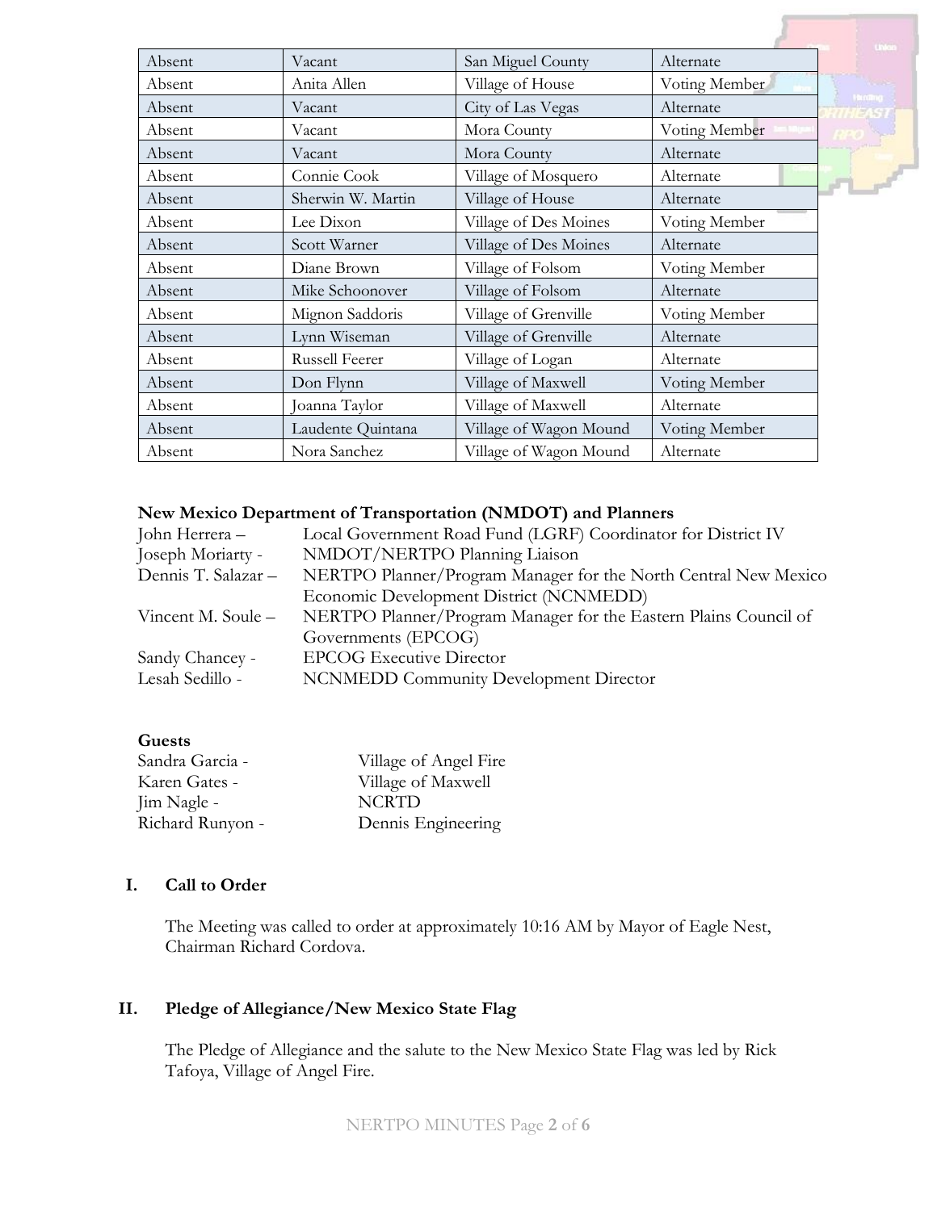| Absent | Vacant | San Miguel County | Alternate |
|---|---|---|---|
| Absent | Anita Allen | Village of House | Voting Member |
| Absent | Vacant | City of Las Vegas | Alternate |
| Absent | Vacant | Mora County | Voting Member |
| Absent | Vacant | Mora County | Alternate |
| Absent | Connie Cook | Village of Mosquero | Alternate |
| Absent | Sherwin W. Martin | Village of House | Alternate |
| Absent | Lee Dixon | Village of Des Moines | Voting Member |
| Absent | Scott Warner | Village of Des Moines | Alternate |
| Absent | Diane Brown | Village of Folsom | Voting Member |
| Absent | Mike Schoonover | Village of Folsom | Alternate |
| Absent | Mignon Saddoris | Village of Grenville | Voting Member |
| Absent | Lynn Wiseman | Village of Grenville | Alternate |
| Absent | Russell Feerer | Village of Logan | Alternate |
| Absent | Don Flynn | Village of Maxwell | Voting Member |
| Absent | Joanna Taylor | Village of Maxwell | Alternate |
| Absent | Laudente Quintana | Village of Wagon Mound | Voting Member |
| Absent | Nora Sanchez | Village of Wagon Mound | Alternate |

**New Mexico Department of Transportation (NMDOT) and Planners**

John Herrera – Local Government Road Fund (LGRF) Coordinator for District IV
Joseph Moriarty - NMDOT/NERTPO Planning Liaison
Dennis T. Salazar – NERTPO Planner/Program Manager for the North Central New Mexico Economic Development District (NCNMEDD)
Vincent M. Soule – NERTPO Planner/Program Manager for the Eastern Plains Council of Governments (EPCOG)
Sandy Chancey - EPCOG Executive Director
Lesah Sedillo - NCNMEDD Community Development Director

**Guests**

Sandra Garcia - Village of Angel Fire
Karen Gates - Village of Maxwell
Jim Nagle - NCRTD
Richard Runyon - Dennis Engineering

## I. Call to Order

The Meeting was called to order at approximately 10:16 AM by Mayor of Eagle Nest, Chairman Richard Cordova.

## II. Pledge of Allegiance/New Mexico State Flag

The Pledge of Allegiance and the salute to the New Mexico State Flag was led by Rick Tafoya, Village of Angel Fire.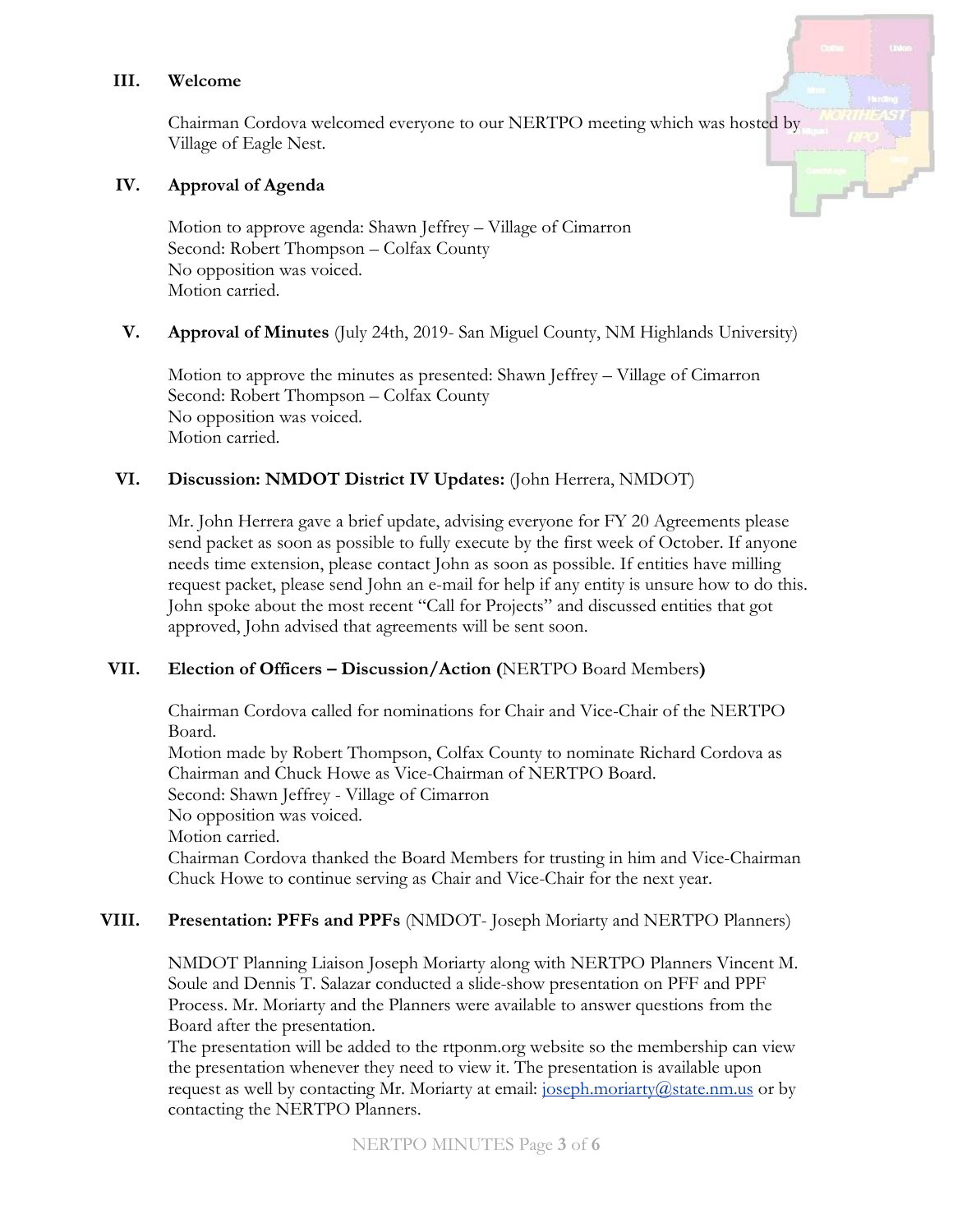## III. Welcome

Chairman Cordova welcomed everyone to our NERTPO meeting which was hosted by Village of Eagle Nest.

## IV. Approval of Agenda

Motion to approve agenda: Shawn Jeffrey – Village of Cimarron
Second: Robert Thompson – Colfax County
No opposition was voiced.
Motion carried.

## V. Approval of Minutes (July 24th, 2019- San Miguel County, NM Highlands University)

Motion to approve the minutes as presented: Shawn Jeffrey – Village of Cimarron
Second: Robert Thompson – Colfax County
No opposition was voiced.
Motion carried.

## VI. Discussion: NMDOT District IV Updates: (John Herrera, NMDOT)

Mr. John Herrera gave a brief update, advising everyone for FY 20 Agreements please send packet as soon as possible to fully execute by the first week of October. If anyone needs time extension, please contact John as soon as possible. If entities have milling request packet, please send John an e-mail for help if any entity is unsure how to do this. John spoke about the most recent "Call for Projects" and discussed entities that got approved, John advised that agreements will be sent soon.

## VII. Election of Officers – Discussion/Action (NERTPO Board Members)

Chairman Cordova called for nominations for Chair and Vice-Chair of the NERTPO Board.
Motion made by Robert Thompson, Colfax County to nominate Richard Cordova as Chairman and Chuck Howe as Vice-Chairman of NERTPO Board.
Second: Shawn Jeffrey - Village of Cimarron
No opposition was voiced.
Motion carried.
Chairman Cordova thanked the Board Members for trusting in him and Vice-Chairman Chuck Howe to continue serving as Chair and Vice-Chair for the next year.

## VIII. Presentation: PFFs and PPFs (NMDOT- Joseph Moriarty and NERTPO Planners)

NMDOT Planning Liaison Joseph Moriarty along with NERTPO Planners Vincent M. Soule and Dennis T. Salazar conducted a slide-show presentation on PFF and PPF Process. Mr. Moriarty and the Planners were available to answer questions from the Board after the presentation.
The presentation will be added to the rtponm.org website so the membership can view the presentation whenever they need to view it. The presentation is available upon request as well by contacting Mr. Moriarty at email: joseph.moriarty@state.nm.us or by contacting the NERTPO Planners.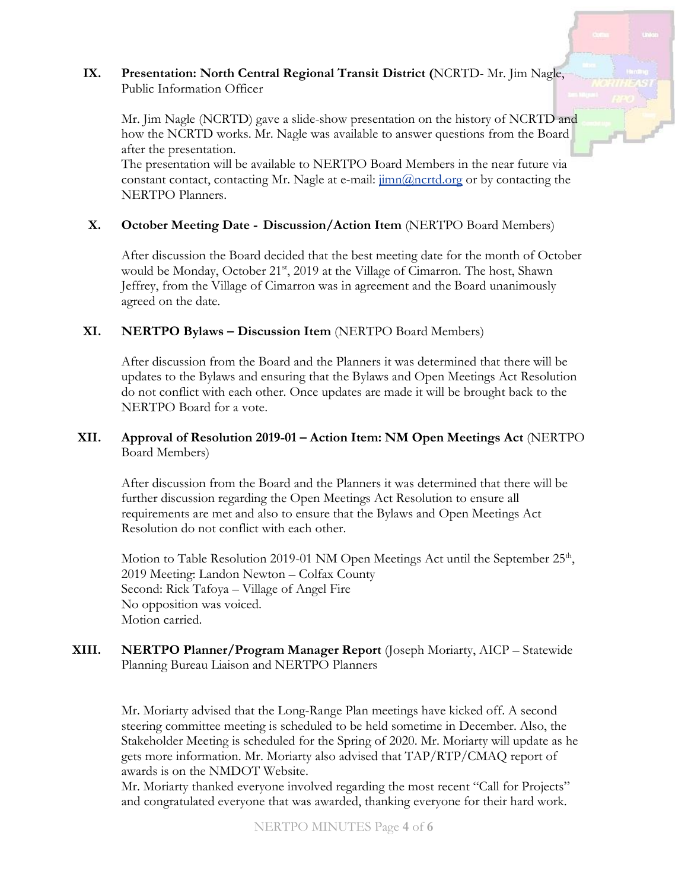**IX. Presentation: North Central Regional Transit District (**NCRTD- Mr. Jim Nagle, Public Information Officer

Mr. Jim Nagle (NCRTD) gave a slide-show presentation on the history of NCRTD and how the NCRTD works. Mr. Nagle was available to answer questions from the Board after the presentation.
The presentation will be available to NERTPO Board Members in the near future via constant contact, contacting Mr. Nagle at e-mail: jimn@ncrtd.org or by contacting the NERTPO Planners.

**X. October Meeting Date - Discussion/Action Item** (NERTPO Board Members)

After discussion the Board decided that the best meeting date for the month of October would be Monday, October 21st, 2019 at the Village of Cimarron. The host, Shawn Jeffrey, from the Village of Cimarron was in agreement and the Board unanimously agreed on the date.

**XI. NERTPO Bylaws – Discussion Item** (NERTPO Board Members)

After discussion from the Board and the Planners it was determined that there will be updates to the Bylaws and ensuring that the Bylaws and Open Meetings Act Resolution do not conflict with each other. Once updates are made it will be brought back to the NERTPO Board for a vote.

**XII. Approval of Resolution 2019-01 – Action Item: NM Open Meetings Act** (NERTPO Board Members)

After discussion from the Board and the Planners it was determined that there will be further discussion regarding the Open Meetings Act Resolution to ensure all requirements are met and also to ensure that the Bylaws and Open Meetings Act Resolution do not conflict with each other.

Motion to Table Resolution 2019-01 NM Open Meetings Act until the September 25th, 2019 Meeting: Landon Newton – Colfax County
Second: Rick Tafoya – Village of Angel Fire
No opposition was voiced.
Motion carried.

**XIII. NERTPO Planner/Program Manager Report** (Joseph Moriarty, AICP – Statewide Planning Bureau Liaison and NERTPO Planners

Mr. Moriarty advised that the Long-Range Plan meetings have kicked off. A second steering committee meeting is scheduled to be held sometime in December. Also, the Stakeholder Meeting is scheduled for the Spring of 2020. Mr. Moriarty will update as he gets more information. Mr. Moriarty also advised that TAP/RTP/CMAQ report of awards is on the NMDOT Website.
Mr. Moriarty thanked everyone involved regarding the most recent "Call for Projects" and congratulated everyone that was awarded, thanking everyone for their hard work.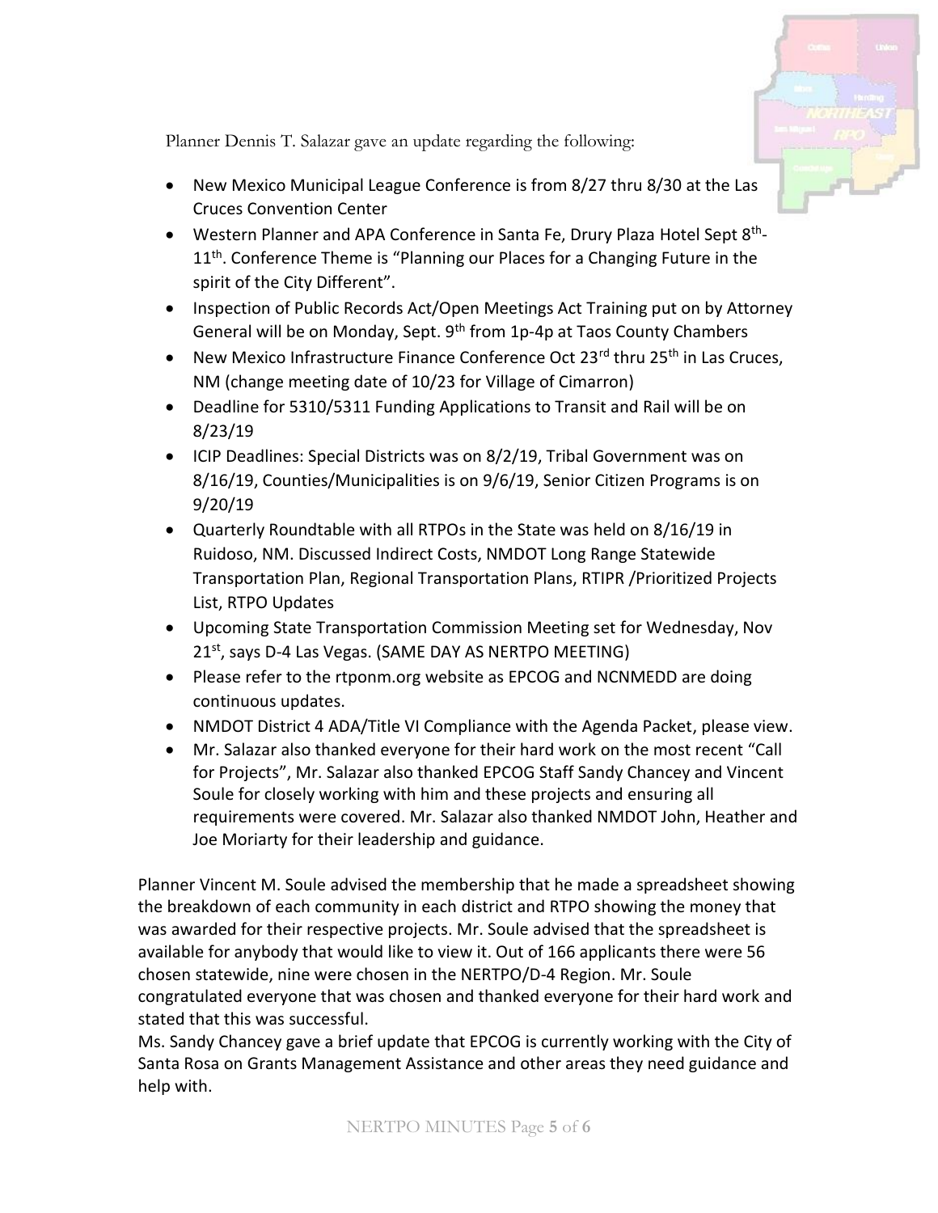Planner Dennis T. Salazar gave an update regarding the following:

- New Mexico Municipal League Conference is from 8/27 thru 8/30 at the Las Cruces Convention Center
- Western Planner and APA Conference in Santa Fe, Drury Plaza Hotel Sept 8th-11th. Conference Theme is "Planning our Places for a Changing Future in the spirit of the City Different".
- Inspection of Public Records Act/Open Meetings Act Training put on by Attorney General will be on Monday, Sept. 9th from 1p-4p at Taos County Chambers
- New Mexico Infrastructure Finance Conference Oct 23rd thru 25th in Las Cruces, NM (change meeting date of 10/23 for Village of Cimarron)
- Deadline for 5310/5311 Funding Applications to Transit and Rail will be on 8/23/19
- ICIP Deadlines: Special Districts was on 8/2/19, Tribal Government was on 8/16/19, Counties/Municipalities is on 9/6/19, Senior Citizen Programs is on 9/20/19
- Quarterly Roundtable with all RTPOs in the State was held on 8/16/19 in Ruidoso, NM. Discussed Indirect Costs, NMDOT Long Range Statewide Transportation Plan, Regional Transportation Plans, RTIPR /Prioritized Projects List, RTPO Updates
- Upcoming State Transportation Commission Meeting set for Wednesday, Nov 21st, says D-4 Las Vegas. (SAME DAY AS NERTPO MEETING)
- Please refer to the rtponm.org website as EPCOG and NCNMEDD are doing continuous updates.
- NMDOT District 4 ADA/Title VI Compliance with the Agenda Packet, please view.
- Mr. Salazar also thanked everyone for their hard work on the most recent "Call for Projects", Mr. Salazar also thanked EPCOG Staff Sandy Chancey and Vincent Soule for closely working with him and these projects and ensuring all requirements were covered. Mr. Salazar also thanked NMDOT John, Heather and Joe Moriarty for their leadership and guidance.

Planner Vincent M. Soule advised the membership that he made a spreadsheet showing the breakdown of each community in each district and RTPO showing the money that was awarded for their respective projects. Mr. Soule advised that the spreadsheet is available for anybody that would like to view it. Out of 166 applicants there were 56 chosen statewide, nine were chosen in the NERTPO/D-4 Region. Mr. Soule congratulated everyone that was chosen and thanked everyone for their hard work and stated that this was successful.

Ms. Sandy Chancey gave a brief update that EPCOG is currently working with the City of Santa Rosa on Grants Management Assistance and other areas they need guidance and help with.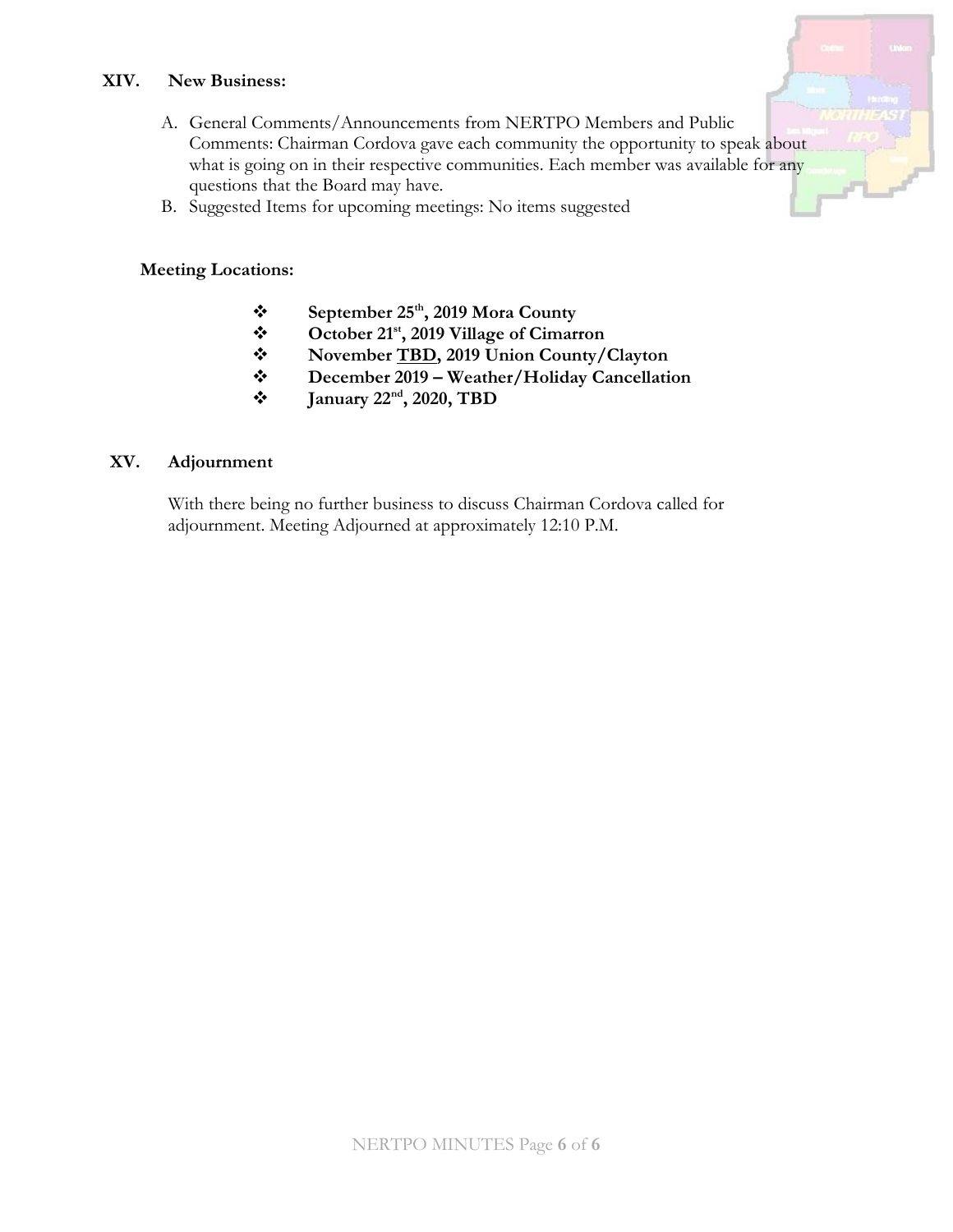## XIV. New Business:

A. General Comments/Announcements from NERTPO Members and Public Comments: Chairman Cordova gave each community the opportunity to speak about what is going on in their respective communities. Each member was available for any questions that the Board may have.

B. Suggested Items for upcoming meetings: No items suggested

**Meeting Locations:**

- **September 25th, 2019 Mora County**
- **October 21st, 2019 Village of Cimarron**
- **November TBD, 2019 Union County/Clayton**
- **December 2019 – Weather/Holiday Cancellation**
- **January 22nd, 2020, TBD**

## XV. Adjournment

With there being no further business to discuss Chairman Cordova called for adjournment. Meeting Adjourned at approximately 12:10 P.M.